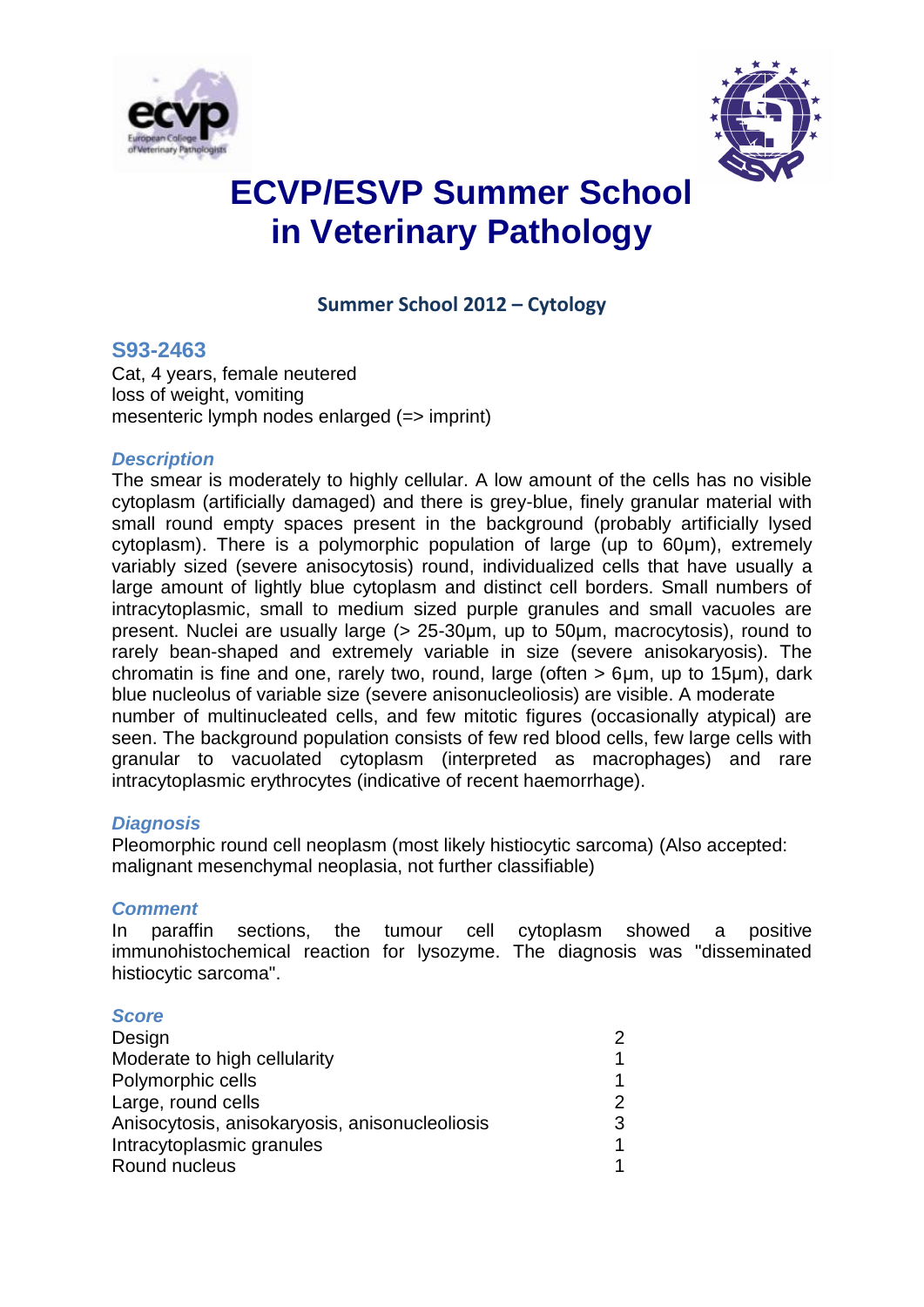# ECVP/ESVP Summer School in Veterinary Pathology

## Summer School 2012 – Cytology

### S93-2463

Cat, 4 years, female neutered
loss of weight, vomiting
mesenteric lymph nodes enlarged (=> imprint)

#### *Description*

The smear is moderately to highly cellular. A low amount of the cells has no visible cytoplasm (artificially damaged) and there is grey-blue, finely granular material with small round empty spaces present in the background (probably artificially lysed cytoplasm). There is a polymorphic population of large (up to 60µm), extremely variably sized (severe anisocytosis) round, individualized cells that have usually a large amount of lightly blue cytoplasm and distinct cell borders. Small numbers of intracytoplasmic, small to medium sized purple granules and small vacuoles are present. Nuclei are usually large (> 25-30µm, up to 50µm, macrocytosis), round to rarely bean-shaped and extremely variable in size (severe anisokaryosis). The chromatin is fine and one, rarely two, round, large (often > 6µm, up to 15µm), dark blue nucleolus of variable size (severe anisonucleoliosis) are visible. A moderate number of multinucleated cells, and few mitotic figures (occasionally atypical) are seen. The background population consists of few red blood cells, few large cells with granular to vacuolated cytoplasm (interpreted as macrophages) and rare intracytoplasmic erythrocytes (indicative of recent haemorrhage).

#### *Diagnosis*

Pleomorphic round cell neoplasm (most likely histiocytic sarcoma) (Also accepted: malignant mesenchymal neoplasia, not further classifiable)

#### *Comment*

In paraffin sections, the tumour cell cytoplasm showed a positive immunohistochemical reaction for lysozyme. The diagnosis was "disseminated histiocytic sarcoma".

#### *Score*

| | |
|---|---|
| Design | 2 |
| Moderate to high cellularity | 1 |
| Polymorphic cells | 1 |
| Large, round cells | 2 |
| Anisocytosis, anisokaryosis, anisonucleoliosis | 3 |
| Intracytoplasmic granules | 1 |
| Round nucleus | 1 |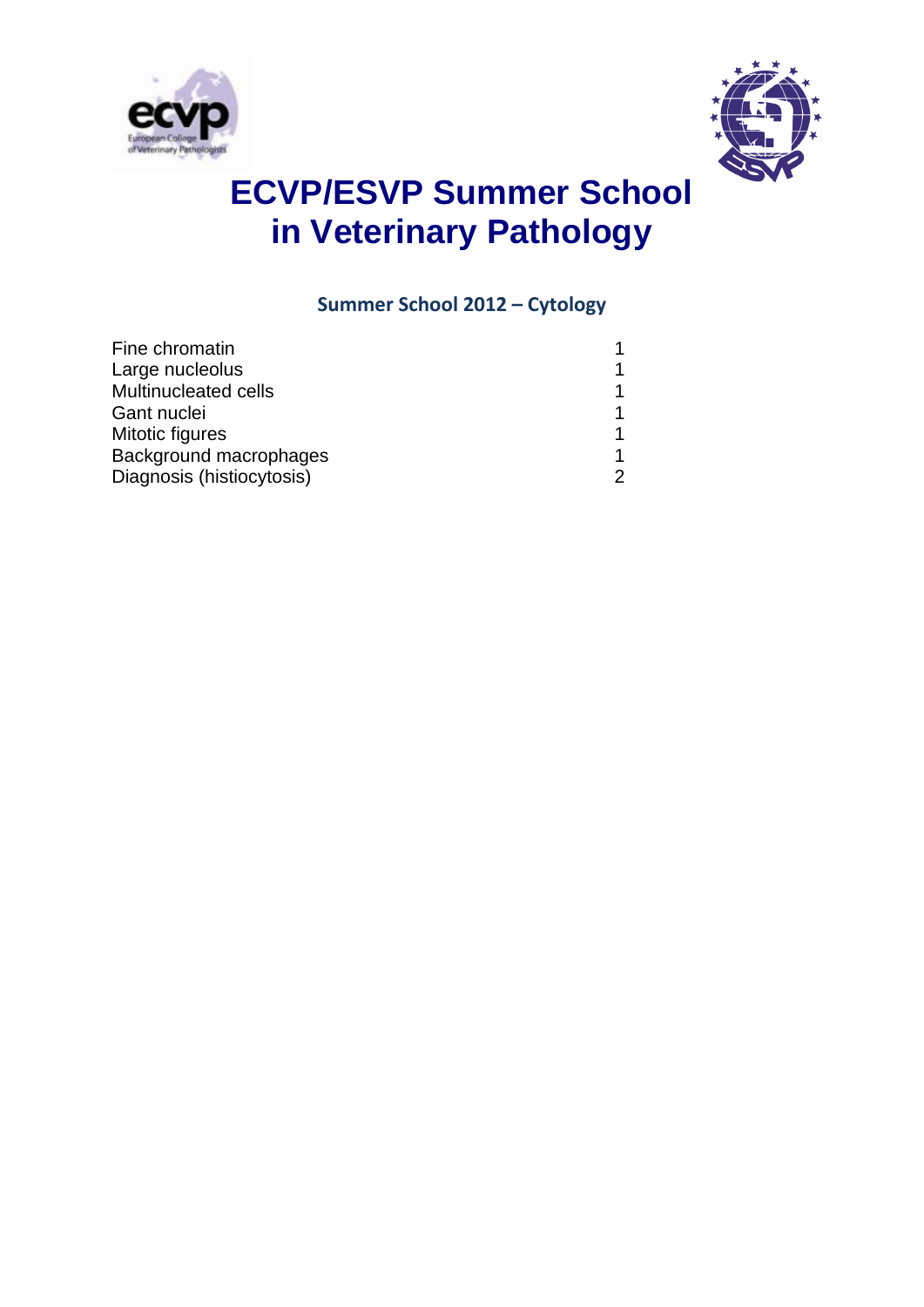# ECVP/ESVP Summer School in Veterinary Pathology

## Summer School 2012 – Cytology

| | |
|---|---|
| Fine chromatin | 1 |
| Large nucleolus | 1 |
| Multinucleated cells | 1 |
| Gant nuclei | 1 |
| Mitotic figures | 1 |
| Background macrophages | 1 |
| Diagnosis (histiocytosis) | 2 |